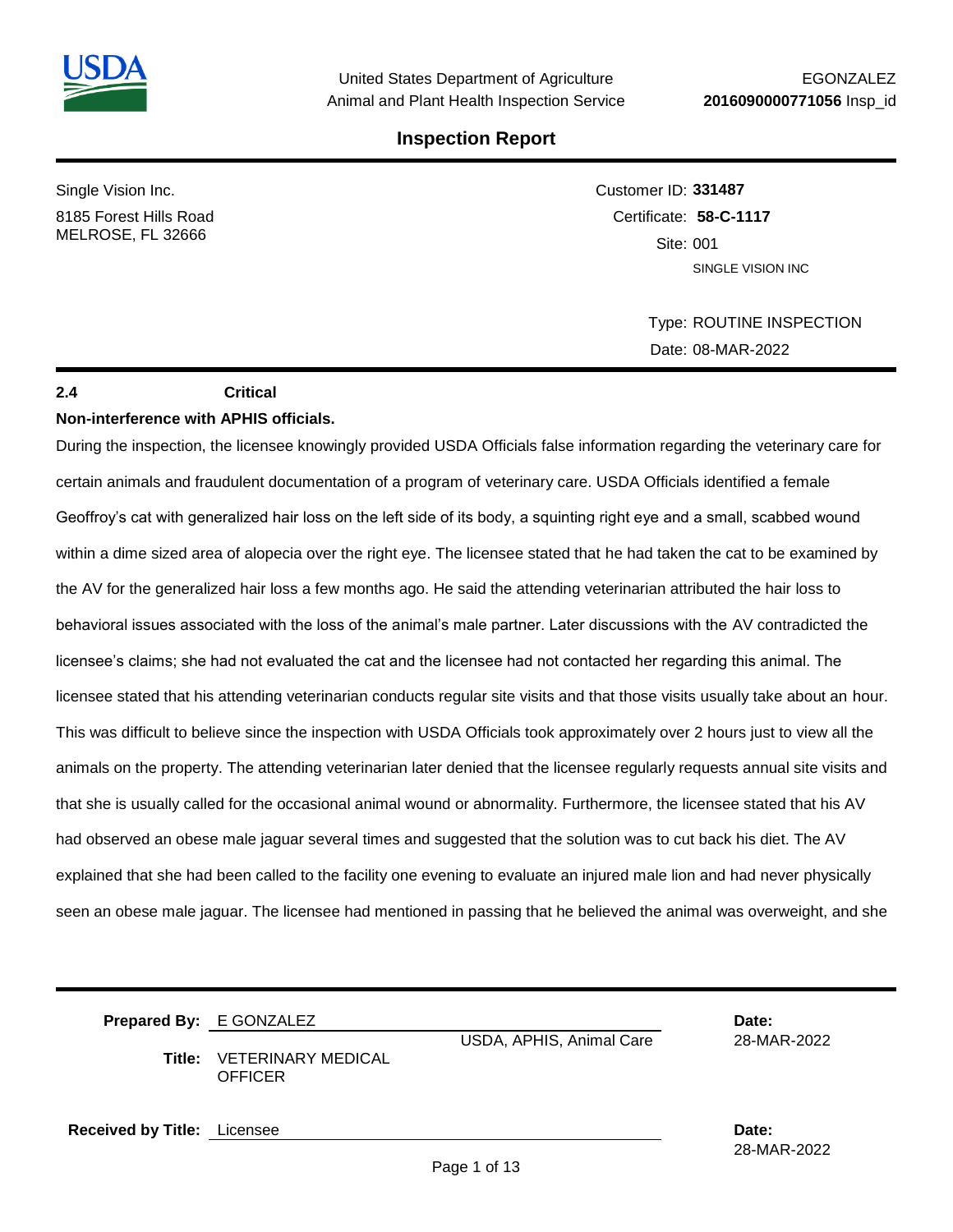United States Department of Agriculture
Animal and Plant Health Inspection Service

EGONZALEZ
**2016090000771056** Insp_id

## Inspection Report

Single Vision Inc.
8185 Forest Hills Road
MELROSE, FL 32666

Customer ID: **331487**
Certificate: **58-C-1117**
Site: 001
SINGLE VISION INC

Type: ROUTINE INSPECTION
Date: 08-MAR-2022

**2.4** **Critical**

**Non-interference with APHIS officials.**

During the inspection, the licensee knowingly provided USDA Officials false information regarding the veterinary care for certain animals and fraudulent documentation of a program of veterinary care. USDA Officials identified a female Geoffroy's cat with generalized hair loss on the left side of its body, a squinting right eye and a small, scabbed wound within a dime sized area of alopecia over the right eye. The licensee stated that he had taken the cat to be examined by the AV for the generalized hair loss a few months ago. He said the attending veterinarian attributed the hair loss to behavioral issues associated with the loss of the animal's male partner. Later discussions with the AV contradicted the licensee's claims; she had not evaluated the cat and the licensee had not contacted her regarding this animal. The licensee stated that his attending veterinarian conducts regular site visits and that those visits usually take about an hour. This was difficult to believe since the inspection with USDA Officials took approximately over 2 hours just to view all the animals on the property. The attending veterinarian later denied that the licensee regularly requests annual site visits and that she is usually called for the occasional animal wound or abnormality. Furthermore, the licensee stated that his AV had observed an obese male jaguar several times and suggested that the solution was to cut back his diet. The AV explained that she had been called to the facility one evening to evaluate an injured male lion and had never physically seen an obese male jaguar. The licensee had mentioned in passing that he believed the animal was overweight, and she

**Prepared By:** E GONZALEZ
USDA, APHIS, Animal Care
**Date:** 28-MAR-2022
**Title:** VETERINARY MEDICAL OFFICER

**Received by Title:** Licensee
**Date:** 28-MAR-2022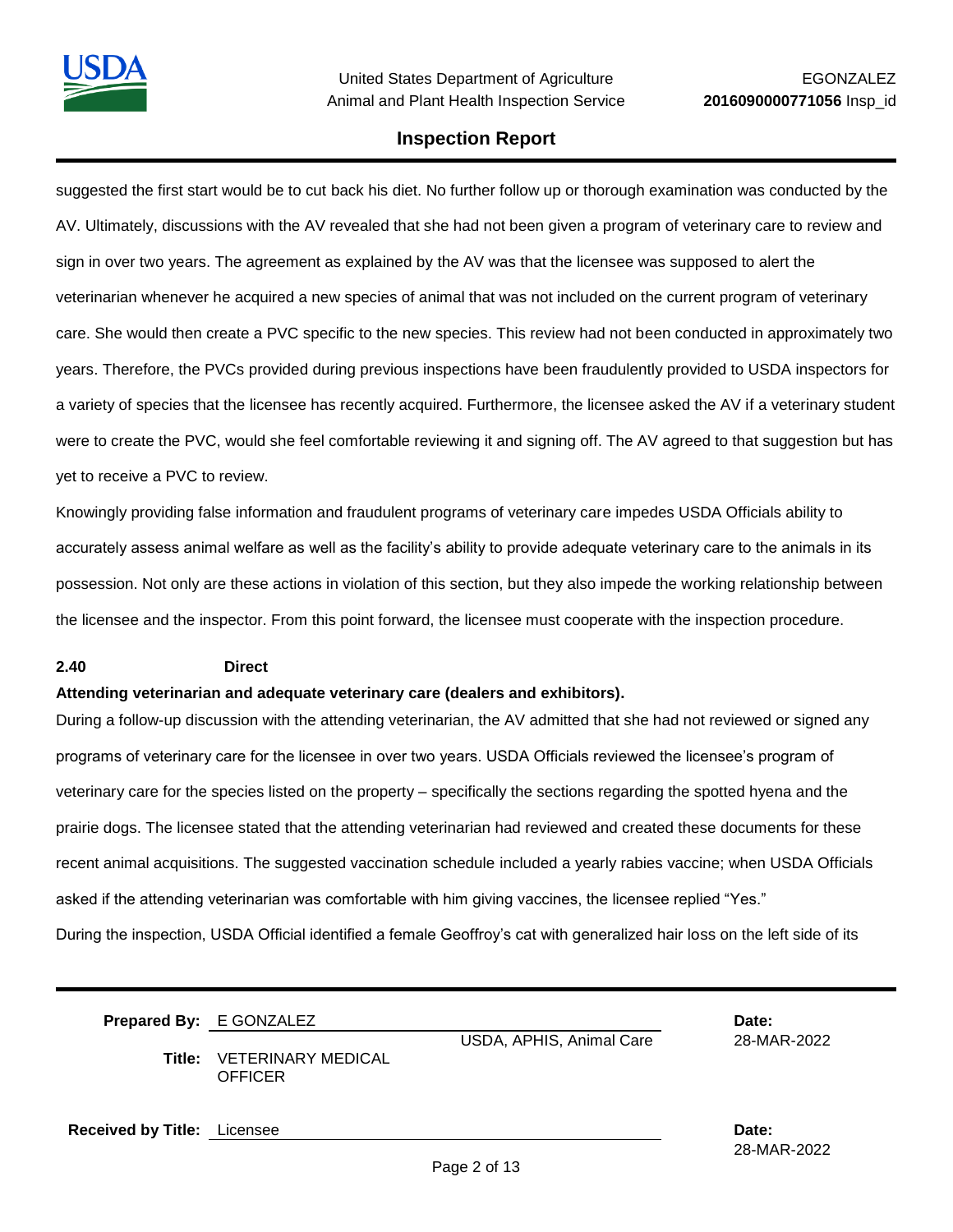suggested the first start would be to cut back his diet. No further follow up or thorough examination was conducted by the AV. Ultimately, discussions with the AV revealed that she had not been given a program of veterinary care to review and sign in over two years. The agreement as explained by the AV was that the licensee was supposed to alert the veterinarian whenever he acquired a new species of animal that was not included on the current program of veterinary care. She would then create a PVC specific to the new species. This review had not been conducted in approximately two years. Therefore, the PVCs provided during previous inspections have been fraudulently provided to USDA inspectors for a variety of species that the licensee has recently acquired. Furthermore, the licensee asked the AV if a veterinary student were to create the PVC, would she feel comfortable reviewing it and signing off. The AV agreed to that suggestion but has yet to receive a PVC to review.

Knowingly providing false information and fraudulent programs of veterinary care impedes USDA Officials ability to accurately assess animal welfare as well as the facility's ability to provide adequate veterinary care to the animals in its possession. Not only are these actions in violation of this section, but they also impede the working relationship between the licensee and the inspector. From this point forward, the licensee must cooperate with the inspection procedure.

**2.40 Direct**

**Attending veterinarian and adequate veterinary care (dealers and exhibitors).**

During a follow-up discussion with the attending veterinarian, the AV admitted that she had not reviewed or signed any programs of veterinary care for the licensee in over two years. USDA Officials reviewed the licensee's program of veterinary care for the species listed on the property – specifically the sections regarding the spotted hyena and the prairie dogs. The licensee stated that the attending veterinarian had reviewed and created these documents for these recent animal acquisitions. The suggested vaccination schedule included a yearly rabies vaccine; when USDA Officials asked if the attending veterinarian was comfortable with him giving vaccines, the licensee replied "Yes."

During the inspection, USDA Official identified a female Geoffroy's cat with generalized hair loss on the left side of its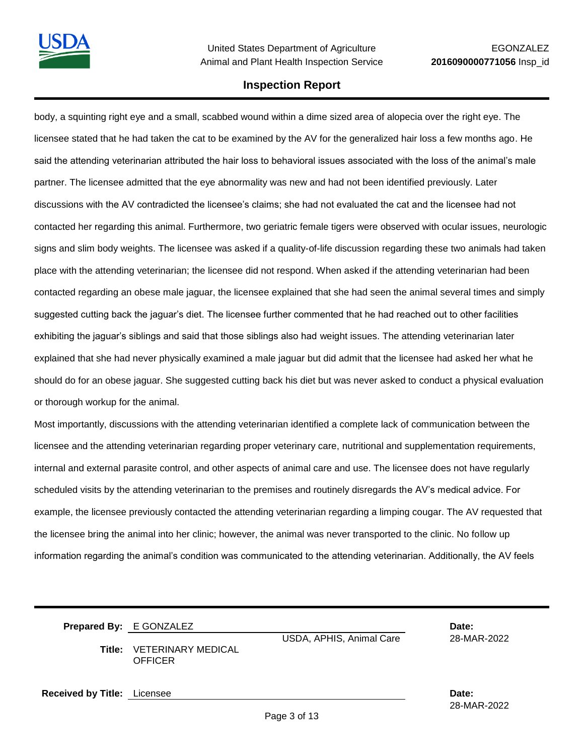body, a squinting right eye and a small, scabbed wound within a dime sized area of alopecia over the right eye. The licensee stated that he had taken the cat to be examined by the AV for the generalized hair loss a few months ago. He said the attending veterinarian attributed the hair loss to behavioral issues associated with the loss of the animal's male partner. The licensee admitted that the eye abnormality was new and had not been identified previously. Later discussions with the AV contradicted the licensee's claims; she had not evaluated the cat and the licensee had not contacted her regarding this animal. Furthermore, two geriatric female tigers were observed with ocular issues, neurologic signs and slim body weights. The licensee was asked if a quality-of-life discussion regarding these two animals had taken place with the attending veterinarian; the licensee did not respond. When asked if the attending veterinarian had been contacted regarding an obese male jaguar, the licensee explained that she had seen the animal several times and simply suggested cutting back the jaguar's diet. The licensee further commented that he had reached out to other facilities exhibiting the jaguar's siblings and said that those siblings also had weight issues. The attending veterinarian later explained that she had never physically examined a male jaguar but did admit that the licensee had asked her what he should do for an obese jaguar. She suggested cutting back his diet but was never asked to conduct a physical evaluation or thorough workup for the animal.

Most importantly, discussions with the attending veterinarian identified a complete lack of communication between the licensee and the attending veterinarian regarding proper veterinary care, nutritional and supplementation requirements, internal and external parasite control, and other aspects of animal care and use. The licensee does not have regularly scheduled visits by the attending veterinarian to the premises and routinely disregards the AV's medical advice. For example, the licensee previously contacted the attending veterinarian regarding a limping cougar. The AV requested that the licensee bring the animal into her clinic; however, the animal was never transported to the clinic. No follow up information regarding the animal's condition was communicated to the attending veterinarian. Additionally, the AV feels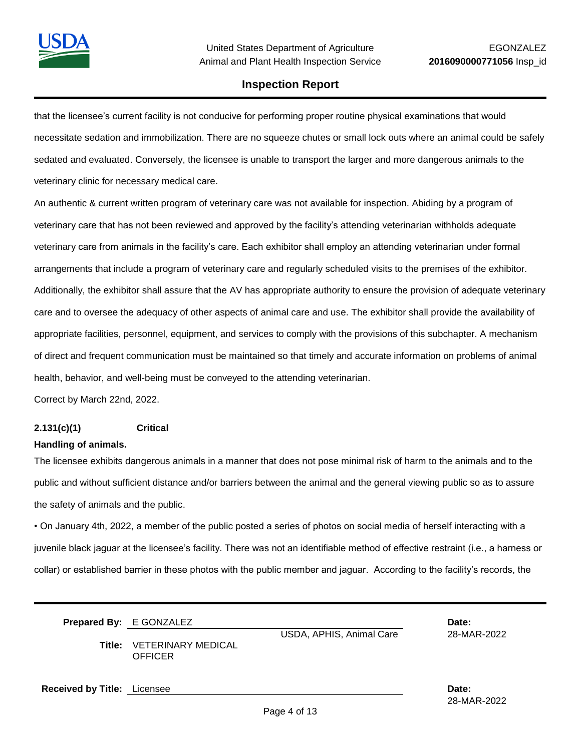that the licensee's current facility is not conducive for performing proper routine physical examinations that would necessitate sedation and immobilization. There are no squeeze chutes or small lock outs where an animal could be safely sedated and evaluated. Conversely, the licensee is unable to transport the larger and more dangerous animals to the veterinary clinic for necessary medical care.

An authentic & current written program of veterinary care was not available for inspection. Abiding by a program of veterinary care that has not been reviewed and approved by the facility's attending veterinarian withholds adequate veterinary care from animals in the facility's care. Each exhibitor shall employ an attending veterinarian under formal arrangements that include a program of veterinary care and regularly scheduled visits to the premises of the exhibitor. Additionally, the exhibitor shall assure that the AV has appropriate authority to ensure the provision of adequate veterinary care and to oversee the adequacy of other aspects of animal care and use. The exhibitor shall provide the availability of appropriate facilities, personnel, equipment, and services to comply with the provisions of this subchapter. A mechanism of direct and frequent communication must be maintained so that timely and accurate information on problems of animal health, behavior, and well-being must be conveyed to the attending veterinarian.

Correct by March 22nd, 2022.

**2.131(c)(1) Critical**

**Handling of animals.**

The licensee exhibits dangerous animals in a manner that does not pose minimal risk of harm to the animals and to the public and without sufficient distance and/or barriers between the animal and the general viewing public so as to assure the safety of animals and the public.

• On January 4th, 2022, a member of the public posted a series of photos on social media of herself interacting with a juvenile black jaguar at the licensee's facility. There was not an identifiable method of effective restraint (i.e., a harness or collar) or established barrier in these photos with the public member and jaguar. According to the facility's records, the

**Prepared By:** E GONZALEZ — USDA, APHIS, Animal Care — **Date:** 28-MAR-2022

**Title:** VETERINARY MEDICAL OFFICER

**Received by Title:** Licensee — **Date:** 28-MAR-2022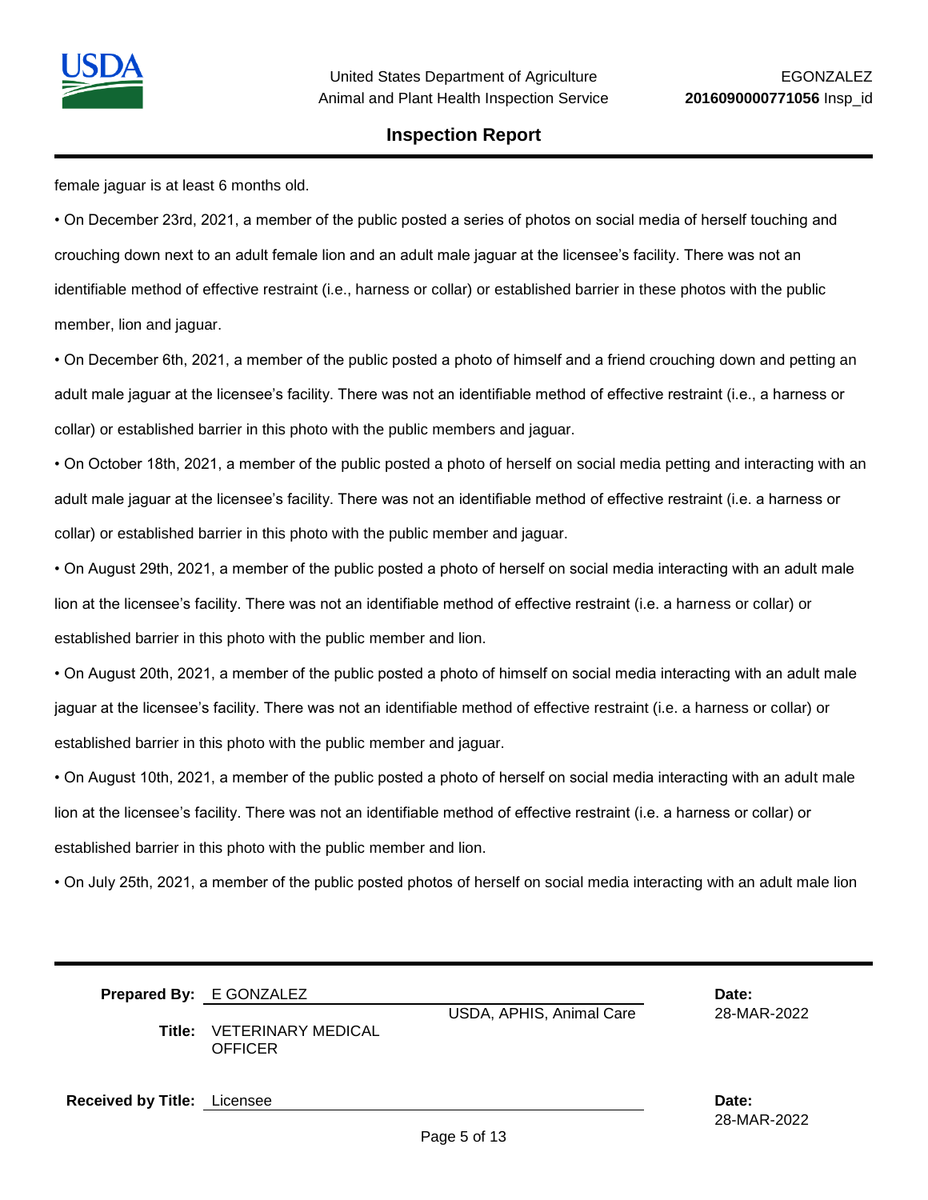female jaguar is at least 6 months old.

- On December 23rd, 2021, a member of the public posted a series of photos on social media of herself touching and crouching down next to an adult female lion and an adult male jaguar at the licensee's facility. There was not an identifiable method of effective restraint (i.e., harness or collar) or established barrier in these photos with the public member, lion and jaguar.
- On December 6th, 2021, a member of the public posted a photo of himself and a friend crouching down and petting an adult male jaguar at the licensee's facility. There was not an identifiable method of effective restraint (i.e., a harness or collar) or established barrier in this photo with the public members and jaguar.
- On October 18th, 2021, a member of the public posted a photo of herself on social media petting and interacting with an adult male jaguar at the licensee's facility. There was not an identifiable method of effective restraint (i.e. a harness or collar) or established barrier in this photo with the public member and jaguar.
- On August 29th, 2021, a member of the public posted a photo of herself on social media interacting with an adult male lion at the licensee's facility. There was not an identifiable method of effective restraint (i.e. a harness or collar) or established barrier in this photo with the public member and lion.
- On August 20th, 2021, a member of the public posted a photo of himself on social media interacting with an adult male jaguar at the licensee's facility. There was not an identifiable method of effective restraint (i.e. a harness or collar) or established barrier in this photo with the public member and jaguar.
- On August 10th, 2021, a member of the public posted a photo of herself on social media interacting with an adult male lion at the licensee's facility. There was not an identifiable method of effective restraint (i.e. a harness or collar) or established barrier in this photo with the public member and lion.
- On July 25th, 2021, a member of the public posted photos of herself on social media interacting with an adult male lion

**Prepared By:** E GONZALEZ — USDA, APHIS, Animal Care — **Date:** 28-MAR-2022

**Title:** VETERINARY MEDICAL OFFICER

**Received by Title:** Licensee — **Date:** 28-MAR-2022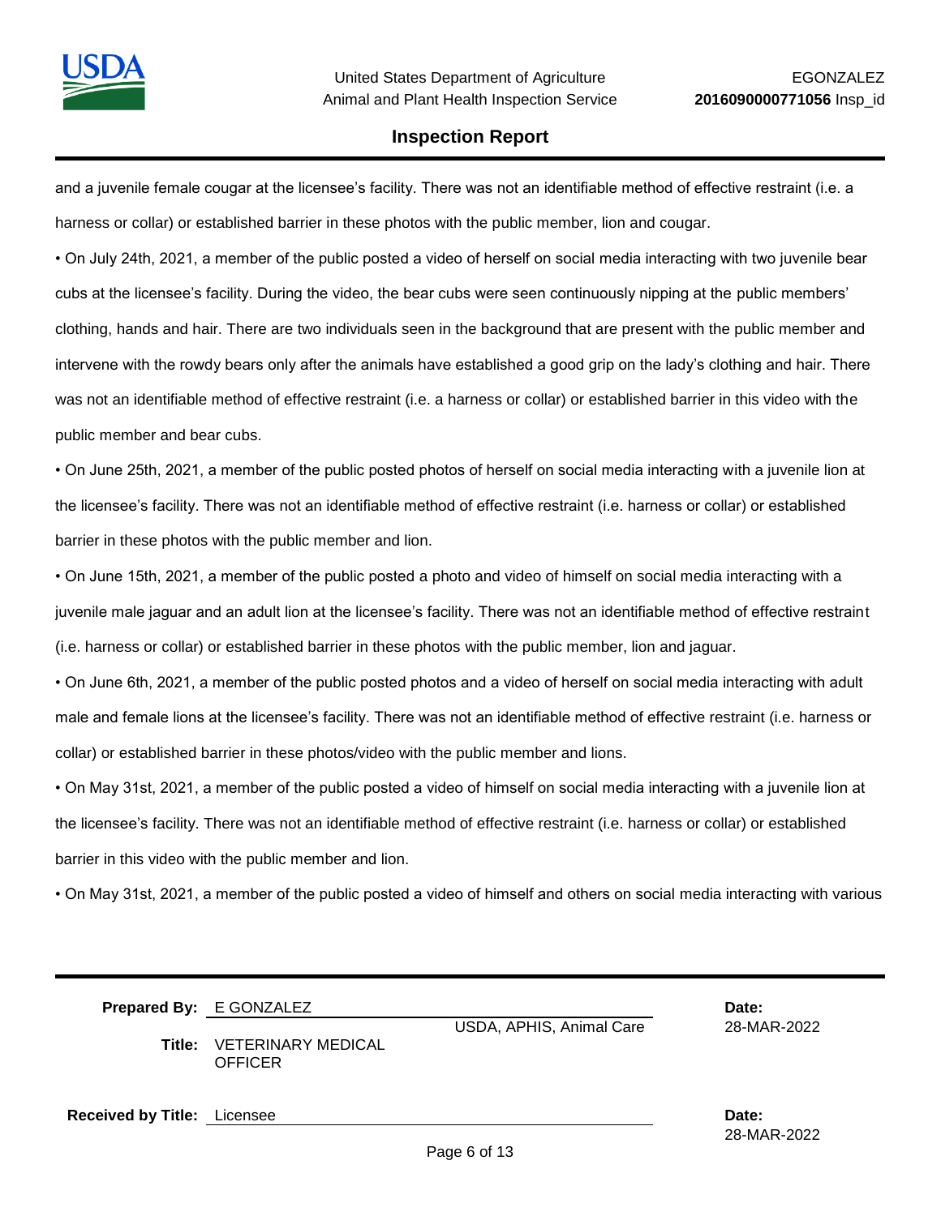and a juvenile female cougar at the licensee's facility. There was not an identifiable method of effective restraint (i.e. a harness or collar) or established barrier in these photos with the public member, lion and cougar.

• On July 24th, 2021, a member of the public posted a video of herself on social media interacting with two juvenile bear cubs at the licensee's facility. During the video, the bear cubs were seen continuously nipping at the public members' clothing, hands and hair. There are two individuals seen in the background that are present with the public member and intervene with the rowdy bears only after the animals have established a good grip on the lady's clothing and hair. There was not an identifiable method of effective restraint (i.e. a harness or collar) or established barrier in this video with the public member and bear cubs.

• On June 25th, 2021, a member of the public posted photos of herself on social media interacting with a juvenile lion at the licensee's facility. There was not an identifiable method of effective restraint (i.e. harness or collar) or established barrier in these photos with the public member and lion.

• On June 15th, 2021, a member of the public posted a photo and video of himself on social media interacting with a juvenile male jaguar and an adult lion at the licensee's facility. There was not an identifiable method of effective restraint (i.e. harness or collar) or established barrier in these photos with the public member, lion and jaguar.

• On June 6th, 2021, a member of the public posted photos and a video of herself on social media interacting with adult male and female lions at the licensee's facility. There was not an identifiable method of effective restraint (i.e. harness or collar) or established barrier in these photos/video with the public member and lions.

• On May 31st, 2021, a member of the public posted a video of himself on social media interacting with a juvenile lion at the licensee's facility. There was not an identifiable method of effective restraint (i.e. harness or collar) or established barrier in this video with the public member and lion.

• On May 31st, 2021, a member of the public posted a video of himself and others on social media interacting with various

**Prepared By:** E GONZALEZ

USDA, APHIS, Animal Care

**Title:** VETERINARY MEDICAL OFFICER

**Date:** 28-MAR-2022

**Received by Title:** Licensee

**Date:** 28-MAR-2022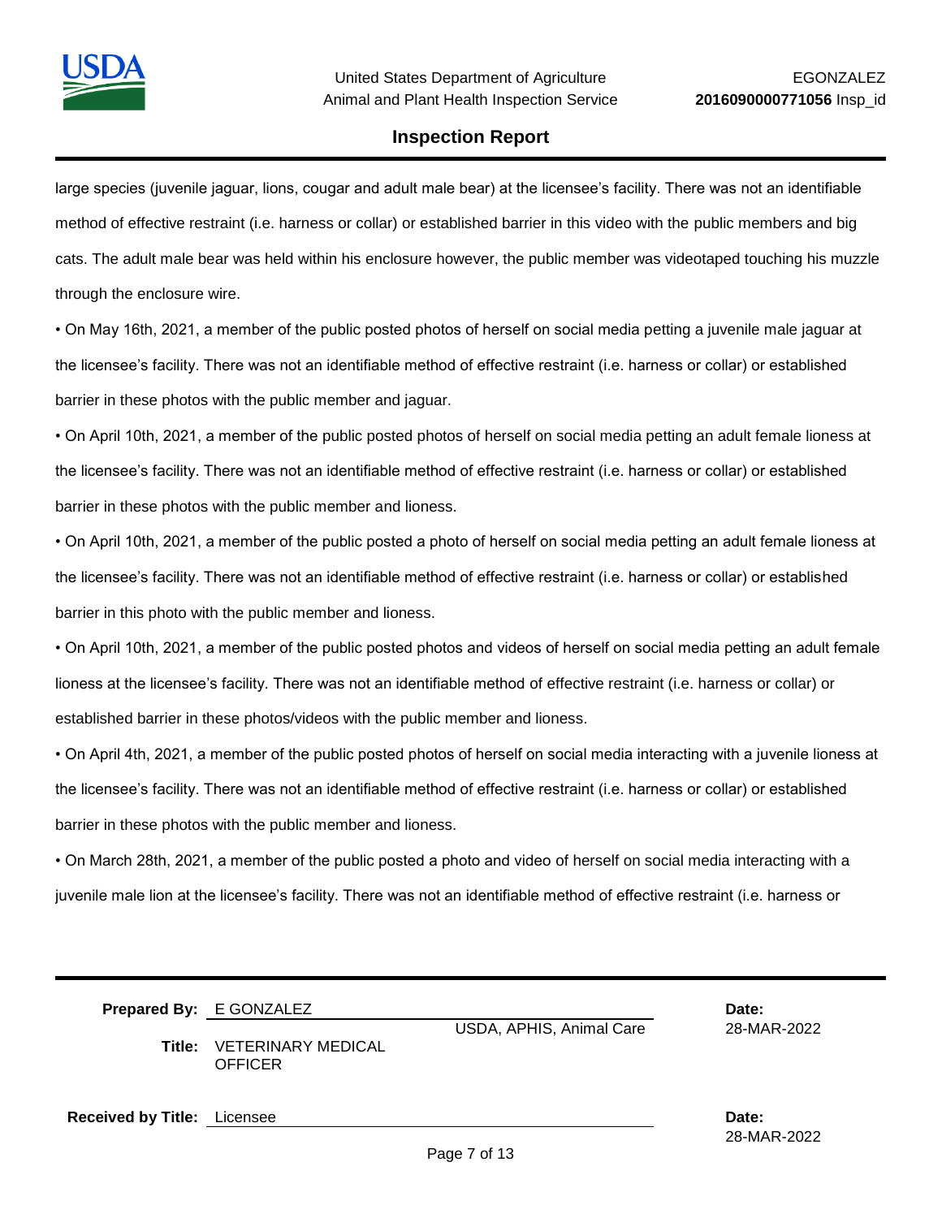large species (juvenile jaguar, lions, cougar and adult male bear) at the licensee's facility. There was not an identifiable method of effective restraint (i.e. harness or collar) or established barrier in this video with the public members and big cats. The adult male bear was held within his enclosure however, the public member was videotaped touching his muzzle through the enclosure wire.

- On May 16th, 2021, a member of the public posted photos of herself on social media petting a juvenile male jaguar at the licensee's facility. There was not an identifiable method of effective restraint (i.e. harness or collar) or established barrier in these photos with the public member and jaguar.
- On April 10th, 2021, a member of the public posted photos of herself on social media petting an adult female lioness at the licensee's facility. There was not an identifiable method of effective restraint (i.e. harness or collar) or established barrier in these photos with the public member and lioness.
- On April 10th, 2021, a member of the public posted a photo of herself on social media petting an adult female lioness at the licensee's facility. There was not an identifiable method of effective restraint (i.e. harness or collar) or established barrier in this photo with the public member and lioness.
- On April 10th, 2021, a member of the public posted photos and videos of herself on social media petting an adult female lioness at the licensee's facility. There was not an identifiable method of effective restraint (i.e. harness or collar) or established barrier in these photos/videos with the public member and lioness.
- On April 4th, 2021, a member of the public posted photos of herself on social media interacting with a juvenile lioness at the licensee's facility. There was not an identifiable method of effective restraint (i.e. harness or collar) or established barrier in these photos with the public member and lioness.
- On March 28th, 2021, a member of the public posted a photo and video of herself on social media interacting with a juvenile male lion at the licensee's facility. There was not an identifiable method of effective restraint (i.e. harness or

**Prepared By:** E GONZALEZ — USDA, APHIS, Animal Care — **Date:** 28-MAR-2022

**Title:** VETERINARY MEDICAL OFFICER

**Received by Title:** Licensee — **Date:** 28-MAR-2022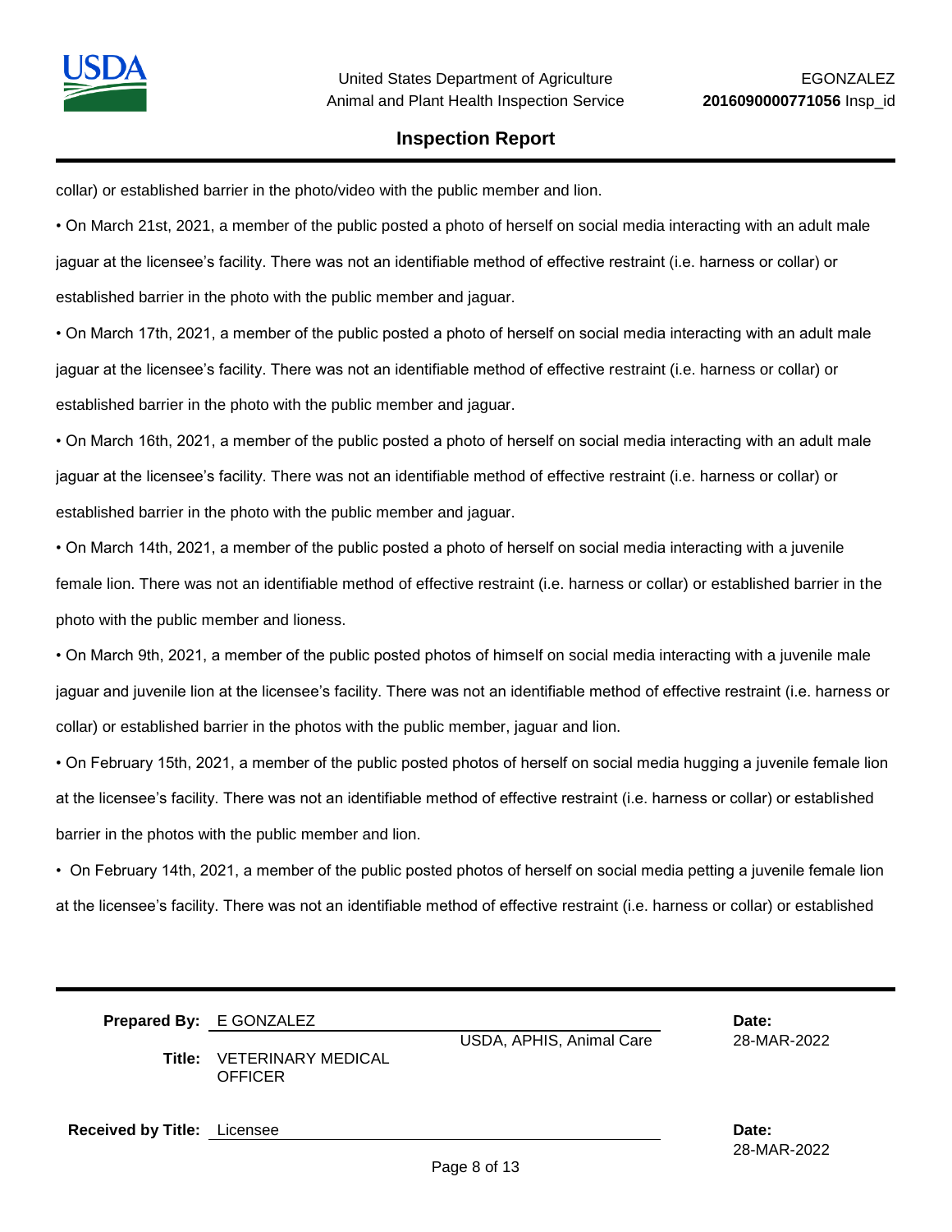collar) or established barrier in the photo/video with the public member and lion.

- On March 21st, 2021, a member of the public posted a photo of herself on social media interacting with an adult male jaguar at the licensee's facility. There was not an identifiable method of effective restraint (i.e. harness or collar) or established barrier in the photo with the public member and jaguar.
- On March 17th, 2021, a member of the public posted a photo of herself on social media interacting with an adult male jaguar at the licensee's facility. There was not an identifiable method of effective restraint (i.e. harness or collar) or established barrier in the photo with the public member and jaguar.
- On March 16th, 2021, a member of the public posted a photo of herself on social media interacting with an adult male jaguar at the licensee's facility. There was not an identifiable method of effective restraint (i.e. harness or collar) or established barrier in the photo with the public member and jaguar.
- On March 14th, 2021, a member of the public posted a photo of herself on social media interacting with a juvenile female lion. There was not an identifiable method of effective restraint (i.e. harness or collar) or established barrier in the photo with the public member and lioness.
- On March 9th, 2021, a member of the public posted photos of himself on social media interacting with a juvenile male jaguar and juvenile lion at the licensee's facility. There was not an identifiable method of effective restraint (i.e. harness or collar) or established barrier in the photos with the public member, jaguar and lion.
- On February 15th, 2021, a member of the public posted photos of herself on social media hugging a juvenile female lion at the licensee's facility. There was not an identifiable method of effective restraint (i.e. harness or collar) or established barrier in the photos with the public member and lion.
- On February 14th, 2021, a member of the public posted photos of herself on social media petting a juvenile female lion at the licensee's facility. There was not an identifiable method of effective restraint (i.e. harness or collar) or established

**Prepared By:** E GONZALEZ
USDA, APHIS, Animal Care
**Title:** VETERINARY MEDICAL OFFICER
**Date:** 28-MAR-2022

**Received by Title:** Licensee
**Date:** 28-MAR-2022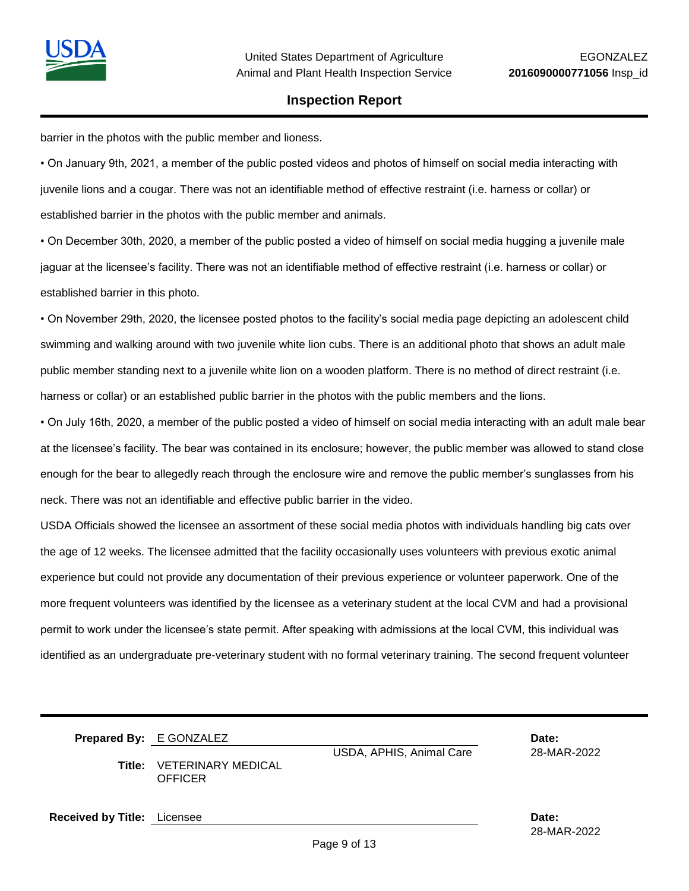barrier in the photos with the public member and lioness.

• On January 9th, 2021, a member of the public posted videos and photos of himself on social media interacting with juvenile lions and a cougar. There was not an identifiable method of effective restraint (i.e. harness or collar) or established barrier in the photos with the public member and animals.

• On December 30th, 2020, a member of the public posted a video of himself on social media hugging a juvenile male jaguar at the licensee's facility. There was not an identifiable method of effective restraint (i.e. harness or collar) or established barrier in this photo.

• On November 29th, 2020, the licensee posted photos to the facility's social media page depicting an adolescent child swimming and walking around with two juvenile white lion cubs. There is an additional photo that shows an adult male public member standing next to a juvenile white lion on a wooden platform. There is no method of direct restraint (i.e. harness or collar) or an established public barrier in the photos with the public members and the lions.

• On July 16th, 2020, a member of the public posted a video of himself on social media interacting with an adult male bear at the licensee's facility. The bear was contained in its enclosure; however, the public member was allowed to stand close enough for the bear to allegedly reach through the enclosure wire and remove the public member's sunglasses from his neck. There was not an identifiable and effective public barrier in the video.

USDA Officials showed the licensee an assortment of these social media photos with individuals handling big cats over the age of 12 weeks. The licensee admitted that the facility occasionally uses volunteers with previous exotic animal experience but could not provide any documentation of their previous experience or volunteer paperwork. One of the more frequent volunteers was identified by the licensee as a veterinary student at the local CVM and had a provisional permit to work under the licensee's state permit. After speaking with admissions at the local CVM, this individual was identified as an undergraduate pre-veterinary student with no formal veterinary training. The second frequent volunteer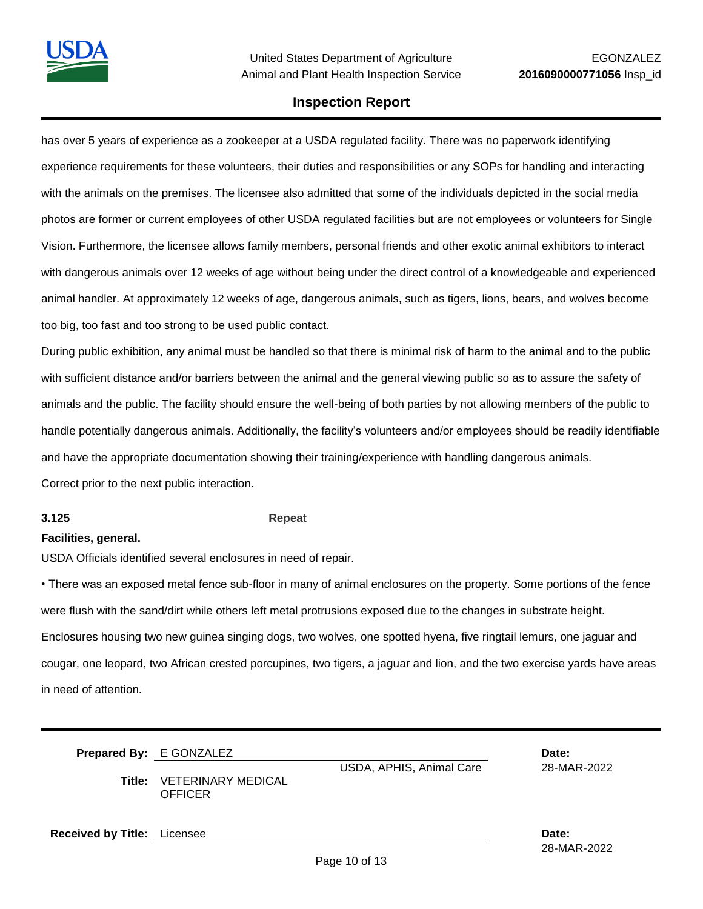has over 5 years of experience as a zookeeper at a USDA regulated facility. There was no paperwork identifying experience requirements for these volunteers, their duties and responsibilities or any SOPs for handling and interacting with the animals on the premises. The licensee also admitted that some of the individuals depicted in the social media photos are former or current employees of other USDA regulated facilities but are not employees or volunteers for Single Vision. Furthermore, the licensee allows family members, personal friends and other exotic animal exhibitors to interact with dangerous animals over 12 weeks of age without being under the direct control of a knowledgeable and experienced animal handler. At approximately 12 weeks of age, dangerous animals, such as tigers, lions, bears, and wolves become too big, too fast and too strong to be used public contact.

During public exhibition, any animal must be handled so that there is minimal risk of harm to the animal and to the public with sufficient distance and/or barriers between the animal and the general viewing public so as to assure the safety of animals and the public. The facility should ensure the well-being of both parties by not allowing members of the public to handle potentially dangerous animals. Additionally, the facility's volunteers and/or employees should be readily identifiable and have the appropriate documentation showing their training/experience with handling dangerous animals.

Correct prior to the next public interaction.

**3.125** **Repeat**

**Facilities, general.**

USDA Officials identified several enclosures in need of repair.

• There was an exposed metal fence sub-floor in many of animal enclosures on the property. Some portions of the fence were flush with the sand/dirt while others left metal protrusions exposed due to the changes in substrate height. Enclosures housing two new guinea singing dogs, two wolves, one spotted hyena, five ringtail lemurs, one jaguar and cougar, one leopard, two African crested porcupines, two tigers, a jaguar and lion, and the two exercise yards have areas in need of attention.

**Prepared By:** E GONZALEZ — USDA, APHIS, Animal Care — **Date:** 28-MAR-2022

**Title:** VETERINARY MEDICAL OFFICER

**Received by Title:** Licensee — **Date:** 28-MAR-2022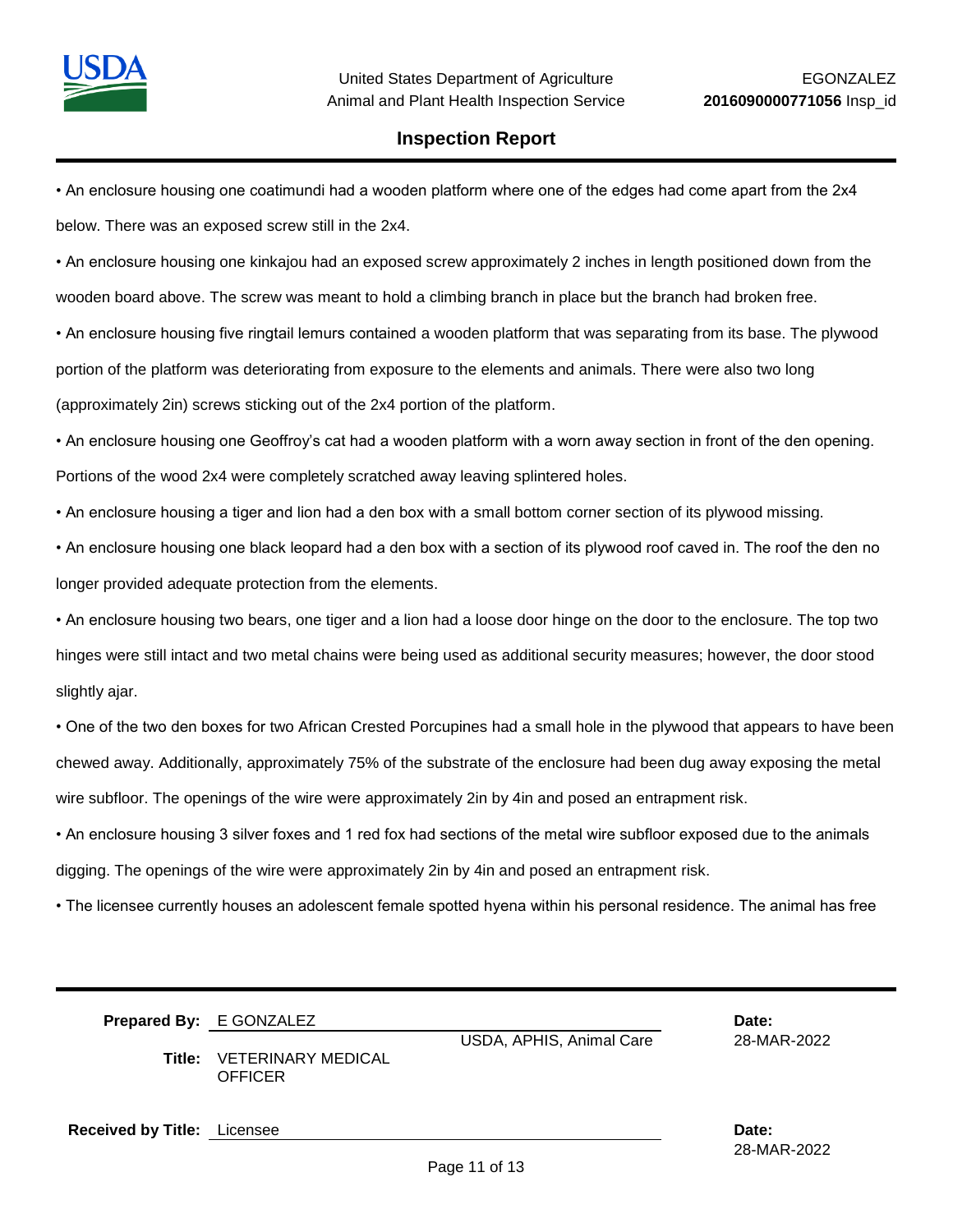- An enclosure housing one coatimundi had a wooden platform where one of the edges had come apart from the 2x4 below. There was an exposed screw still in the 2x4.
- An enclosure housing one kinkajou had an exposed screw approximately 2 inches in length positioned down from the wooden board above. The screw was meant to hold a climbing branch in place but the branch had broken free.
- An enclosure housing five ringtail lemurs contained a wooden platform that was separating from its base. The plywood portion of the platform was deteriorating from exposure to the elements and animals. There were also two long (approximately 2in) screws sticking out of the 2x4 portion of the platform.
- An enclosure housing one Geoffroy's cat had a wooden platform with a worn away section in front of the den opening. Portions of the wood 2x4 were completely scratched away leaving splintered holes.
- An enclosure housing a tiger and lion had a den box with a small bottom corner section of its plywood missing.
- An enclosure housing one black leopard had a den box with a section of its plywood roof caved in. The roof the den no longer provided adequate protection from the elements.
- An enclosure housing two bears, one tiger and a lion had a loose door hinge on the door to the enclosure. The top two hinges were still intact and two metal chains were being used as additional security measures; however, the door stood slightly ajar.
- One of the two den boxes for two African Crested Porcupines had a small hole in the plywood that appears to have been chewed away. Additionally, approximately 75% of the substrate of the enclosure had been dug away exposing the metal wire subfloor. The openings of the wire were approximately 2in by 4in and posed an entrapment risk.
- An enclosure housing 3 silver foxes and 1 red fox had sections of the metal wire subfloor exposed due to the animals digging. The openings of the wire were approximately 2in by 4in and posed an entrapment risk.
- The licensee currently houses an adolescent female spotted hyena within his personal residence. The animal has free

**Prepared By:** E GONZALEZ — USDA, APHIS, Animal Care — **Date:** 28-MAR-2022

**Title:** VETERINARY MEDICAL OFFICER

**Received by Title:** Licensee — **Date:** 28-MAR-2022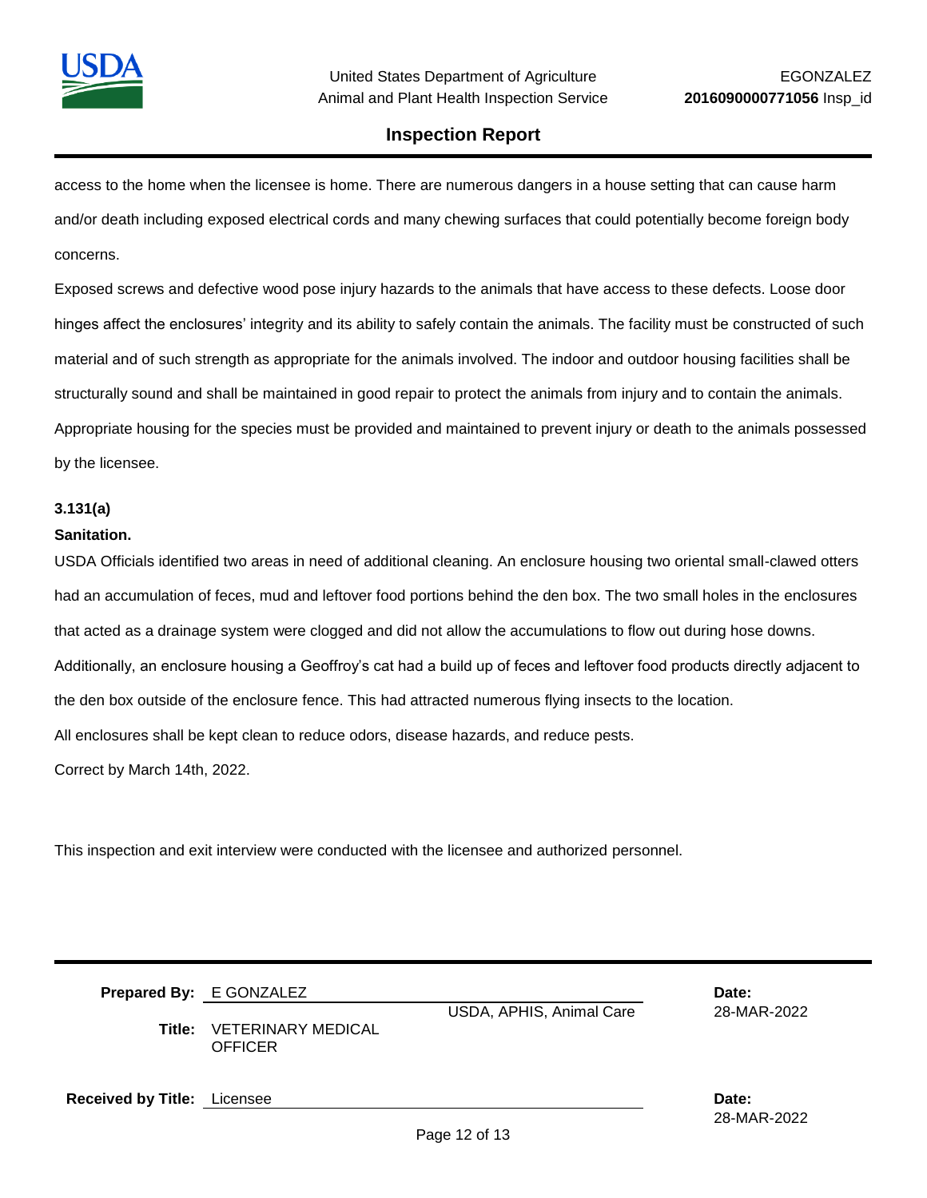access to the home when the licensee is home. There are numerous dangers in a house setting that can cause harm and/or death including exposed electrical cords and many chewing surfaces that could potentially become foreign body concerns.

Exposed screws and defective wood pose injury hazards to the animals that have access to these defects. Loose door hinges affect the enclosures' integrity and its ability to safely contain the animals. The facility must be constructed of such material and of such strength as appropriate for the animals involved. The indoor and outdoor housing facilities shall be structurally sound and shall be maintained in good repair to protect the animals from injury and to contain the animals. Appropriate housing for the species must be provided and maintained to prevent injury or death to the animals possessed by the licensee.

**3.131(a)**

**Sanitation.**

USDA Officials identified two areas in need of additional cleaning. An enclosure housing two oriental small-clawed otters had an accumulation of feces, mud and leftover food portions behind the den box. The two small holes in the enclosures that acted as a drainage system were clogged and did not allow the accumulations to flow out during hose downs. Additionally, an enclosure housing a Geoffroy's cat had a build up of feces and leftover food products directly adjacent to the den box outside of the enclosure fence. This had attracted numerous flying insects to the location.

All enclosures shall be kept clean to reduce odors, disease hazards, and reduce pests.

Correct by March 14th, 2022.

This inspection and exit interview were conducted with the licensee and authorized personnel.

**Prepared By:** E GONZALEZ — USDA, APHIS, Animal Care — **Date:** 28-MAR-2022

**Title:** VETERINARY MEDICAL OFFICER

**Received by Title:** Licensee — **Date:** 28-MAR-2022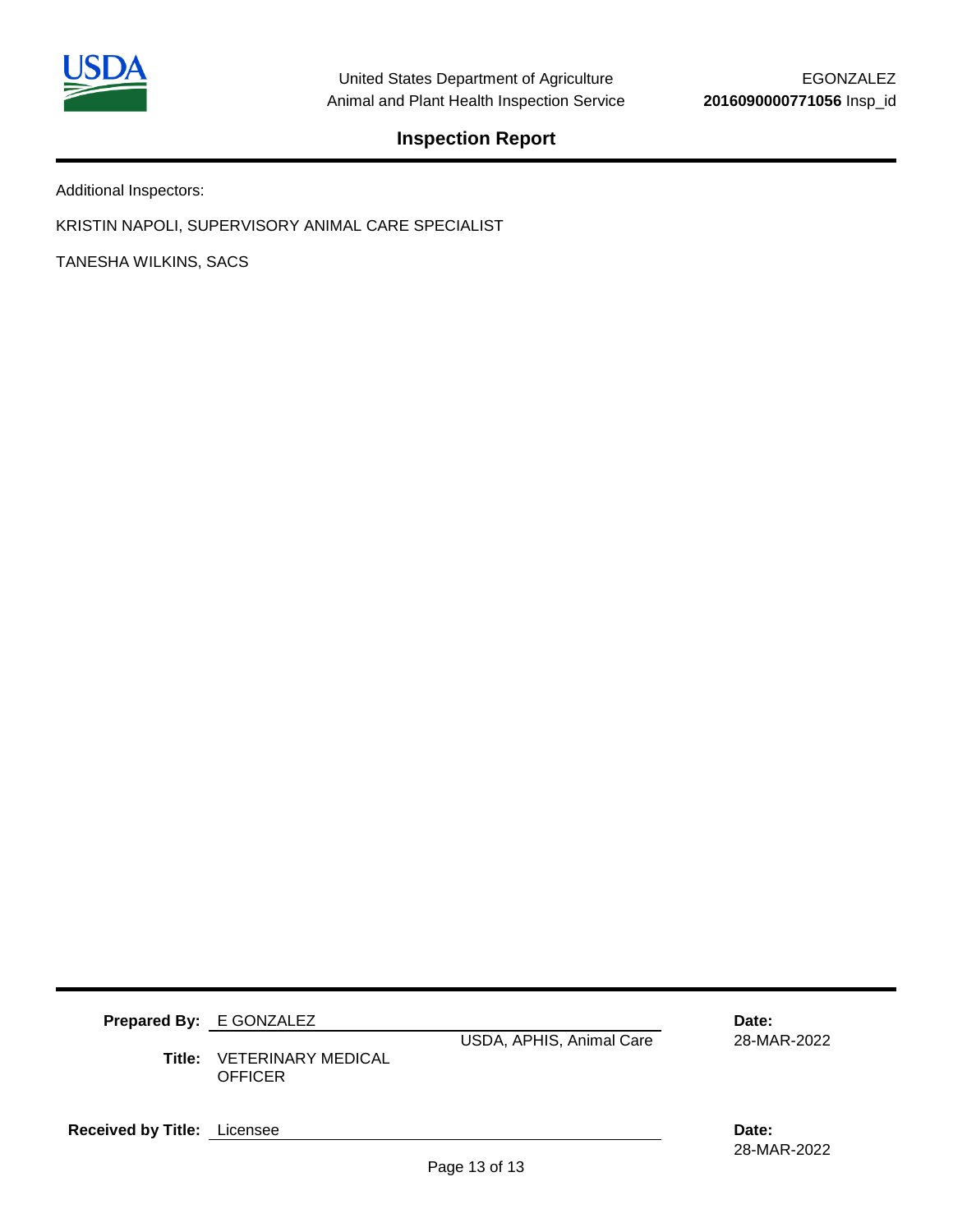Additional Inspectors:

KRISTIN NAPOLI, SUPERVISORY ANIMAL CARE SPECIALIST

TANESHA WILKINS, SACS

**Prepared By:** E GONZALEZ

USDA, APHIS, Animal Care

**Date:** 28-MAR-2022

**Title:** VETERINARY MEDICAL OFFICER

**Received by Title:** Licensee

**Date:** 28-MAR-2022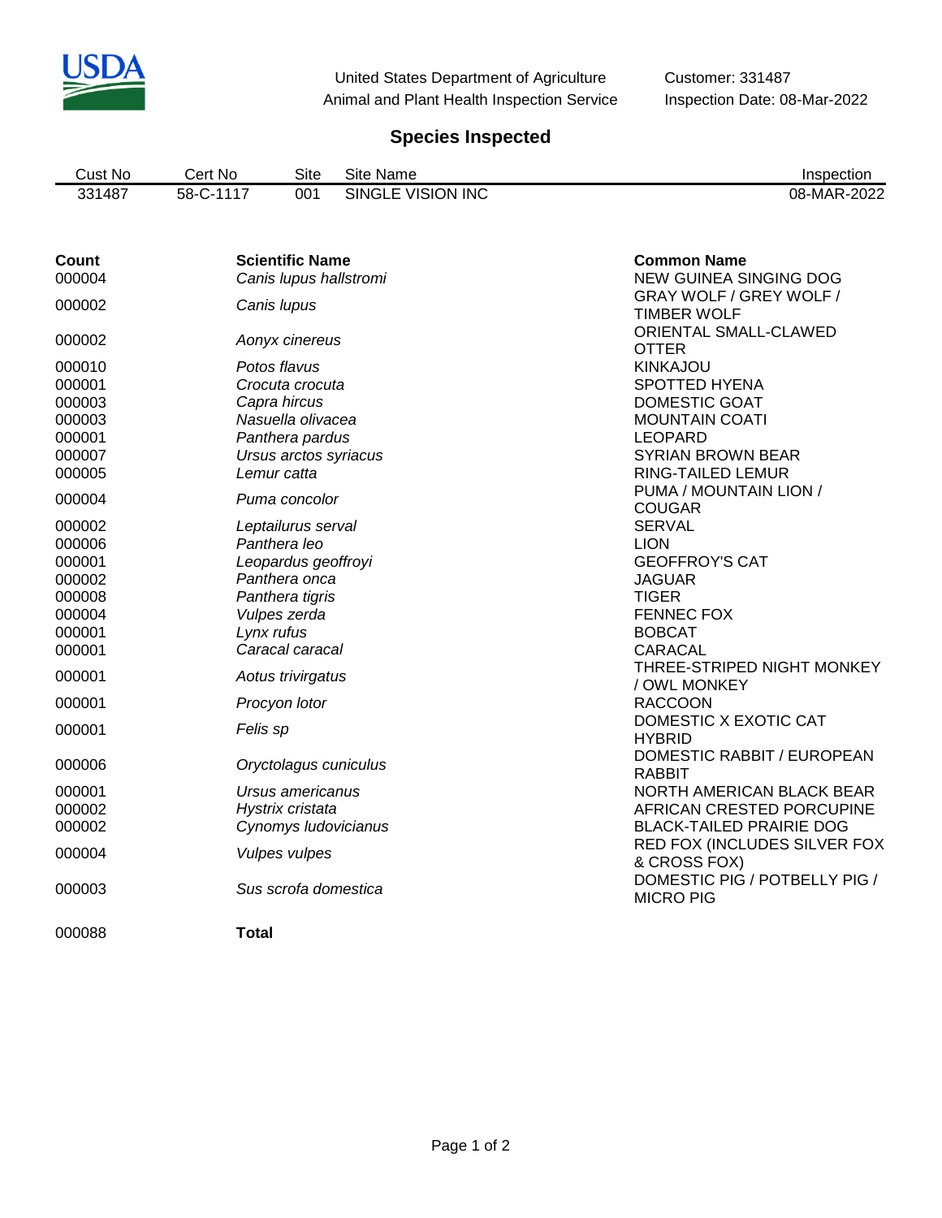United States Department of Agriculture
Animal and Plant Health Inspection Service

Customer: 331487
Inspection Date: 08-Mar-2022

## Species Inspected

| Cust No | Cert No | Site | Site Name | Inspection |
|---|---|---|---|---|
| 331487 | 58-C-1117 | 001 | SINGLE VISION INC | 08-MAR-2022 |

| **Count** | **Scientific Name** | **Common Name** |
|---|---|---|
| 000004 | *Canis lupus hallstromi* | NEW GUINEA SINGING DOG |
| 000002 | *Canis lupus* | GRAY WOLF / GREY WOLF / TIMBER WOLF |
| 000002 | *Aonyx cinereus* | ORIENTAL SMALL-CLAWED OTTER |
| 000010 | *Potos flavus* | KINKAJOU |
| 000001 | *Crocuta crocuta* | SPOTTED HYENA |
| 000003 | *Capra hircus* | DOMESTIC GOAT |
| 000003 | *Nasuella olivacea* | MOUNTAIN COATI |
| 000001 | *Panthera pardus* | LEOPARD |
| 000007 | *Ursus arctos syriacus* | SYRIAN BROWN BEAR |
| 000005 | *Lemur catta* | RING-TAILED LEMUR |
| 000004 | *Puma concolor* | PUMA / MOUNTAIN LION / COUGAR |
| 000002 | *Leptailurus serval* | SERVAL |
| 000006 | *Panthera leo* | LION |
| 000001 | *Leopardus geoffroyi* | GEOFFROY'S CAT |
| 000002 | *Panthera onca* | JAGUAR |
| 000008 | *Panthera tigris* | TIGER |
| 000004 | *Vulpes zerda* | FENNEC FOX |
| 000001 | *Lynx rufus* | BOBCAT |
| 000001 | *Caracal caracal* | CARACAL |
| 000001 | *Aotus trivirgatus* | THREE-STRIPED NIGHT MONKEY / OWL MONKEY |
| 000001 | *Procyon lotor* | RACCOON |
| 000001 | *Felis sp* | DOMESTIC X EXOTIC CAT HYBRID |
| 000006 | *Oryctolagus cuniculus* | DOMESTIC RABBIT / EUROPEAN RABBIT |
| 000001 | *Ursus americanus* | NORTH AMERICAN BLACK BEAR |
| 000002 | *Hystrix cristata* | AFRICAN CRESTED PORCUPINE |
| 000002 | *Cynomys ludovicianus* | BLACK-TAILED PRAIRIE DOG |
| 000004 | *Vulpes vulpes* | RED FOX (INCLUDES SILVER FOX & CROSS FOX) |
| 000003 | *Sus scrofa domestica* | DOMESTIC PIG / POTBELLY PIG / MICRO PIG |
| 000088 | **Total** | |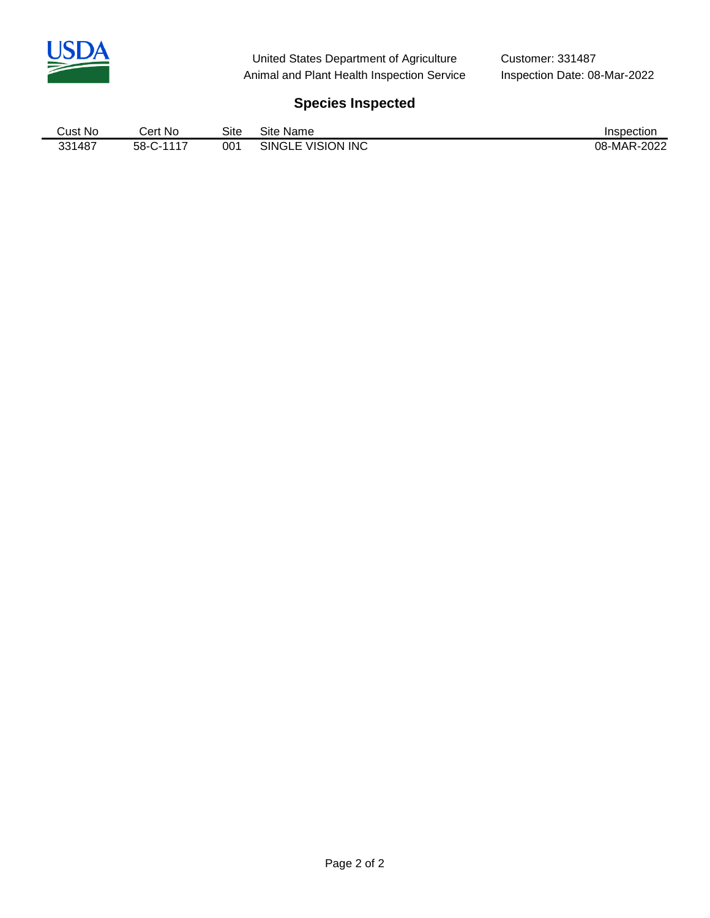United States Department of Agriculture
Animal and Plant Health Inspection Service

Customer: 331487
Inspection Date: 08-Mar-2022

## Species Inspected

| Cust No | Cert No | Site | Site Name | Inspection |
|---|---|---|---|---|
| 331487 | 58-C-1117 | 001 | SINGLE VISION INC | 08-MAR-2022 |